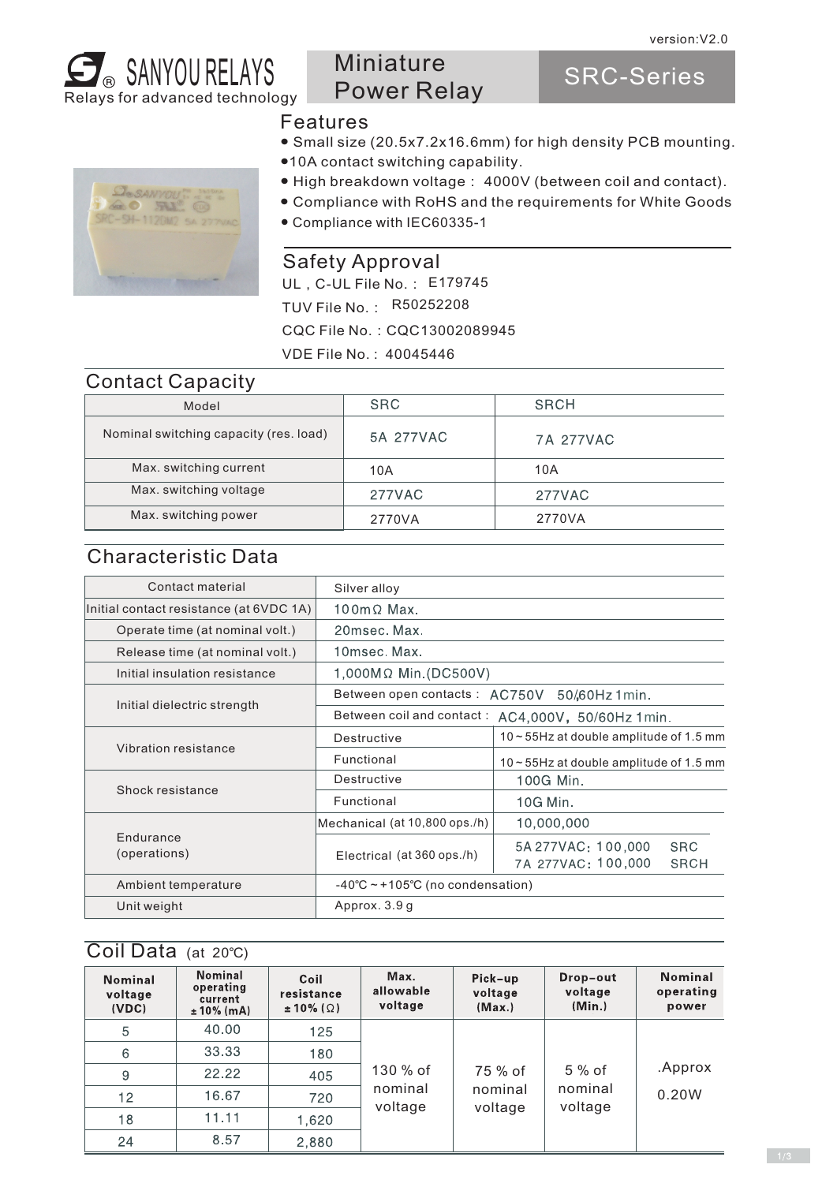version:V2.0

SANYOU RELAYS
Relays for advanced technology

# Miniature Power Relay

# SRC-Series

## Features

- Small size (20.5x7.2x16.6mm) for high density PCB mounting.
- 10A contact switching capability.
- High breakdown voltage : 4000V (between coil and contact).
- Compliance with RoHS and the requirements for White Goods
- Compliance with IEC60335-1

## Safety Approval

UL，C-UL File No. : E179745

TUV File No. : R50252208

CQC File No. : CQC13002089945

VDE File No. : 40045446

## Contact Capacity

| Model | SRC | SRCH |
|---|---|---|
| Nominal switching capacity (res. load) | 5A 277VAC | 7A 277VAC |
| Max. switching current | 10A | 10A |
| Max. switching voltage | 277VAC | 277VAC |
| Max. switching power | 2770VA | 2770VA |

## Characteristic Data

| | | |
|---|---|---|
| Contact material | Silver alloy | |
| Initial contact resistance (at 6VDC 1A) | 100mΩ Max. | |
| Operate time (at nominal volt.) | 20msec. Max. | |
| Release time (at nominal volt.) | 10msec. Max. | |
| Initial insulation resistance | 1,000MΩ Min.(DC500V) | |
| Initial dielectric strength | Between open contacts : AC750V 50/60Hz 1min. | |
| | Between coil and contact : AC4,000V, 50/60Hz 1min. | |
| Vibration resistance | Destructive | 10 ~ 55Hz at double amplitude of 1.5 mm |
| | Functional | 10 ~ 55Hz at double amplitude of 1.5 mm |
| Shock resistance | Destructive | 100G Min. |
| | Functional | 10G Min. |
| Endurance (operations) | Mechanical (at 10,800 ops./h) | 10,000,000 |
| | Electrical (at 360 ops./h) | 5A 277VAC: 100,000 SRC<br>7A 277VAC: 100,000 SRCH |
| Ambient temperature | -40℃ ~ +105℃ (no condensation) | |
| Unit weight | Approx. 3.9 g | |

## Coil Data (at 20℃)

| Nominal voltage (VDC) | Nominal operating current ±10% (mA) | Coil resistance ±10% (Ω) | Max. allowable voltage | Pick-up voltage (Max.) | Drop-out voltage (Min.) | Nominal operating power |
|---|---|---|---|---|---|---|
| 5 | 40.00 | 125 | 130 % of nominal voltage | 75 % of nominal voltage | 5 % of nominal voltage | .Approx 0.20W |
| 6 | 33.33 | 180 | | | | |
| 9 | 22.22 | 405 | | | | |
| 12 | 16.67 | 720 | | | | |
| 18 | 11.11 | 1,620 | | | | |
| 24 | 8.57 | 2,880 | | | | |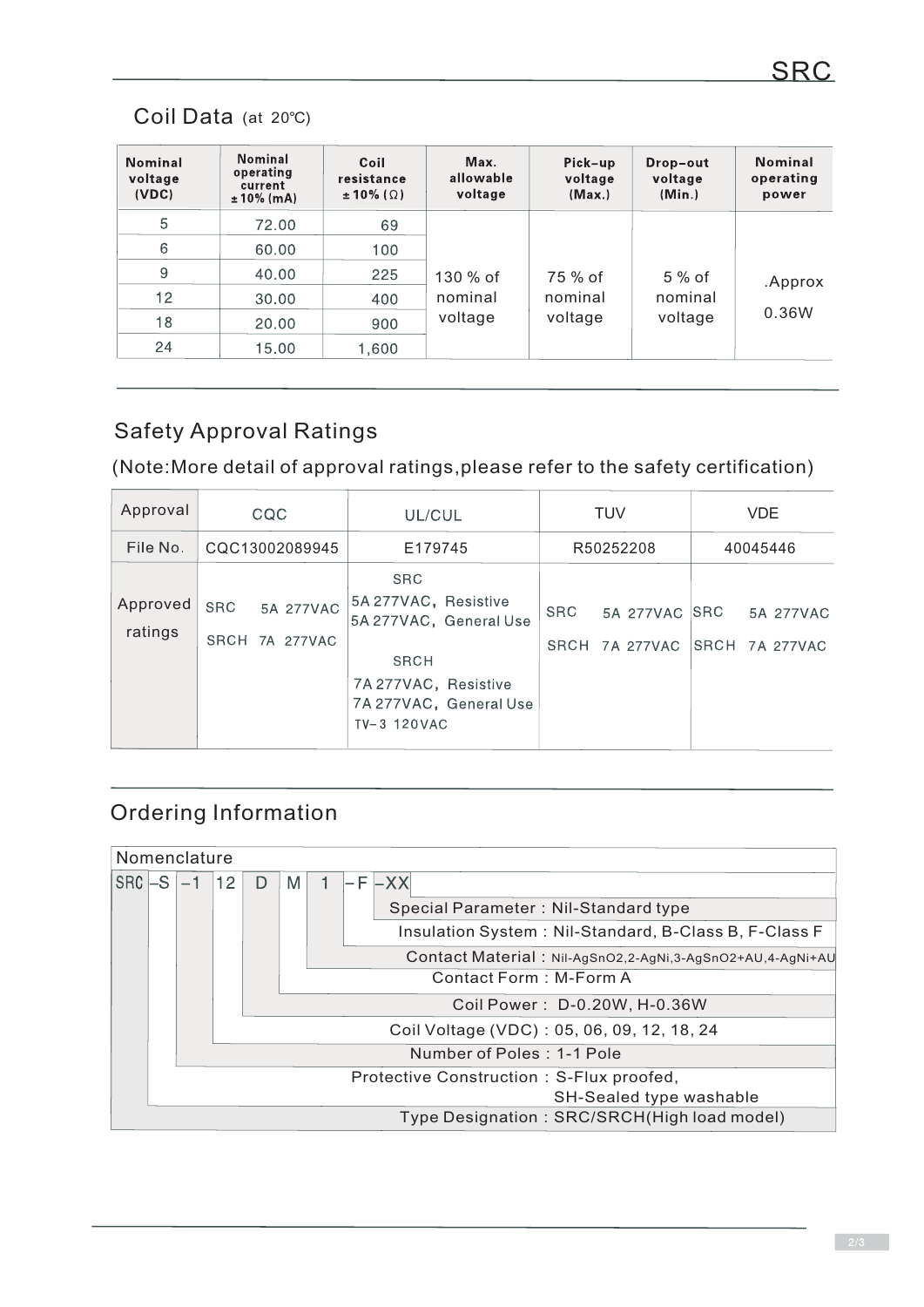## Coil Data (at 20℃)

| Nominal voltage (VDC) | Nominal operating current ±10% (mA) | Coil resistance ±10% (Ω) | Max. allowable voltage | Pick-up voltage (Max.) | Drop-out voltage (Min.) | Nominal operating power |
|---|---|---|---|---|---|---|
| 5 | 72.00 | 69 | 130 % of nominal voltage | 75 % of nominal voltage | 5 % of nominal voltage | .Approx 0.36W |
| 6 | 60.00 | 100 | | | | |
| 9 | 40.00 | 225 | | | | |
| 12 | 30.00 | 400 | | | | |
| 18 | 20.00 | 900 | | | | |
| 24 | 15.00 | 1,600 | | | | |

## Safety Approval Ratings

(Note:More detail of approval ratings,please refer to the safety certification)

| Approval | CQC | UL/CUL | TUV | VDE |
|---|---|---|---|---|
| File No. | CQC13002089945 | E179745 | R50252208 | 40045446 |
| Approved ratings | SRC 5A 277VAC<br>SRCH 7A 277VAC | SRC<br>5A 277VAC, Resistive<br>5A 277VAC, General Use<br>SRCH<br>7A 277VAC, Resistive<br>7A 277VAC, General Use<br>TV-3 120VAC | SRC 5A 277VAC<br>SRCH 7A 277VAC | SRC 5A 277VAC<br>SRCH 7A 277VAC |

## Ordering Information

Nomenclature

SRC -S -1 12 D M 1 -F -XX

- Special Parameter : Nil-Standard type
- Insulation System : Nil-Standard, B-Class B, F-Class F
- Contact Material : Nil-AgSnO2,2-AgNi,3-AgSnO2+AU,4-AgNi+AU
- Contact Form : M-Form A
- Coil Power : D-0.20W, H-0.36W
- Coil Voltage (VDC) : 05, 06, 09, 12, 18, 24
- Number of Poles : 1-1 Pole
- Protective Construction : S-Flux proofed, SH-Sealed type washable
- Type Designation : SRC/SRCH(High load model)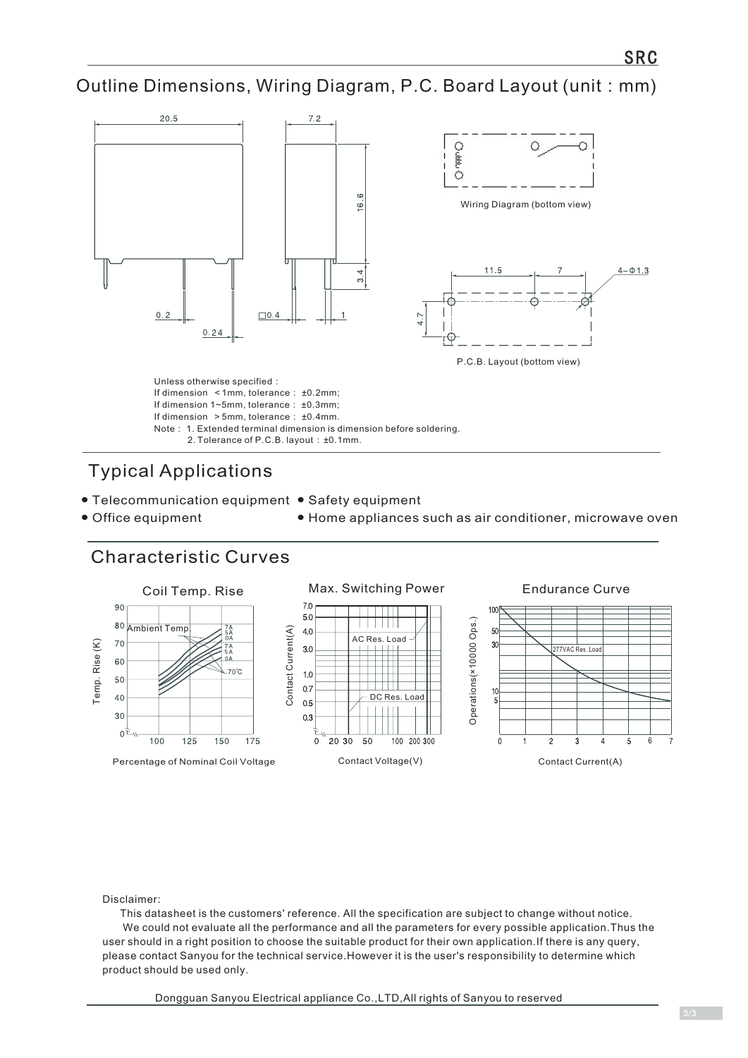## Outline Dimensions, Wiring Diagram, P.C. Board Layout (unit : mm)

20.5
7.2
16.6
3.4
0.2
0.24
□0.4
1

Wiring Diagram (bottom view)

11.5
7
4–Φ1.3
4.7

P.C.B. Layout (bottom view)

Unless otherwise specified :
If dimension < 1mm, tolerance : ±0.2mm;
If dimension 1~5mm, tolerance : ±0.3mm;
If dimension > 5mm, tolerance : ±0.4mm.
Note : 1. Extended terminal dimension is dimension before soldering.
2. Tolerance of P.C.B. layout : ±0.1mm.

## Typical Applications

- Telecommunication equipment
- Safety equipment
- Office equipment
- Home appliances such as air conditioner, microwave oven

## Characteristic Curves

**Coil Temp. Rise**

Temp. Rise (K)
90
80
70
60
50
40
30
0
Ambient Temp.
7A
5A
0A
7A
5A
0A
70℃
100
125
150
175
Percentage of Nominal Coil Voltage

**Max. Switching Power**

Contact Current(A)
7.0
5.0
4.0
3.0
1.0
0.7
0.5
0.3
AC Res. Load
DC Res. Load
0
20
30
50
100
200
300
Contact Voltage(V)

**Endurance Curve**

Operations(×10000 Ops.)
100
50
30
10
5
277VAC Res. Load
0
1
2
3
4
5
6
7
Contact Current(A)

Disclaimer:

This datasheet is the customers' reference. All the specification are subject to change without notice.

We could not evaluate all the performance and all the parameters for every possible application.Thus the user should in a right position to choose the suitable product for their own application.If there is any query, please contact Sanyou for the technical service.However it is the user's responsibility to determine which product should be used only.

Dongguan Sanyou Electrical appliance Co.,LTD,All rights of Sanyou to reserved